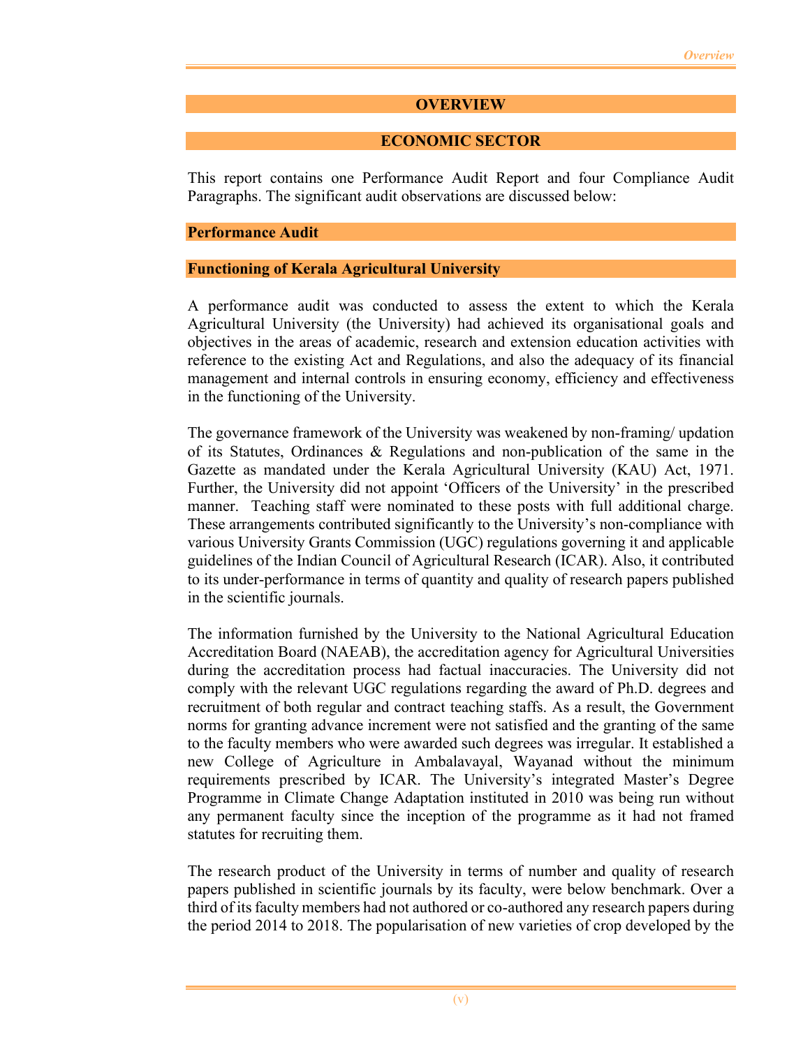# OVERVIEW

## ECONOMIC SECTOR

This report contains one Performance Audit Report and four Compliance Audit Paragraphs. The significant audit observations are discussed below:

### Performance Audit

#### Functioning of Kerala Agricultural University

A performance audit was conducted to assess the extent to which the Kerala Agricultural University (the University) had achieved its organisational goals and objectives in the areas of academic, research and extension education activities with reference to the existing Act and Regulations, and also the adequacy of its financial management and internal controls in ensuring economy, efficiency and effectiveness in the functioning of the University.

The governance framework of the University was weakened by non-framing/ updation of its Statutes, Ordinances & Regulations and non-publication of the same in the Gazette as mandated under the Kerala Agricultural University (KAU) Act, 1971. Further, the University did not appoint 'Officers of the University' in the prescribed manner. Teaching staff were nominated to these posts with full additional charge. These arrangements contributed significantly to the University's non-compliance with various University Grants Commission (UGC) regulations governing it and applicable guidelines of the Indian Council of Agricultural Research (ICAR). Also, it contributed to its under-performance in terms of quantity and quality of research papers published in the scientific journals.

The information furnished by the University to the National Agricultural Education Accreditation Board (NAEAB), the accreditation agency for Agricultural Universities during the accreditation process had factual inaccuracies. The University did not comply with the relevant UGC regulations regarding the award of Ph.D. degrees and recruitment of both regular and contract teaching staffs. As a result, the Government norms for granting advance increment were not satisfied and the granting of the same to the faculty members who were awarded such degrees was irregular. It established a new College of Agriculture in Ambalavayal, Wayanad without the minimum requirements prescribed by ICAR. The University's integrated Master's Degree Programme in Climate Change Adaptation instituted in 2010 was being run without any permanent faculty since the inception of the programme as it had not framed statutes for recruiting them.

The research product of the University in terms of number and quality of research papers published in scientific journals by its faculty, were below benchmark. Over a third of its faculty members had not authored or co-authored any research papers during the period 2014 to 2018. The popularisation of new varieties of crop developed by the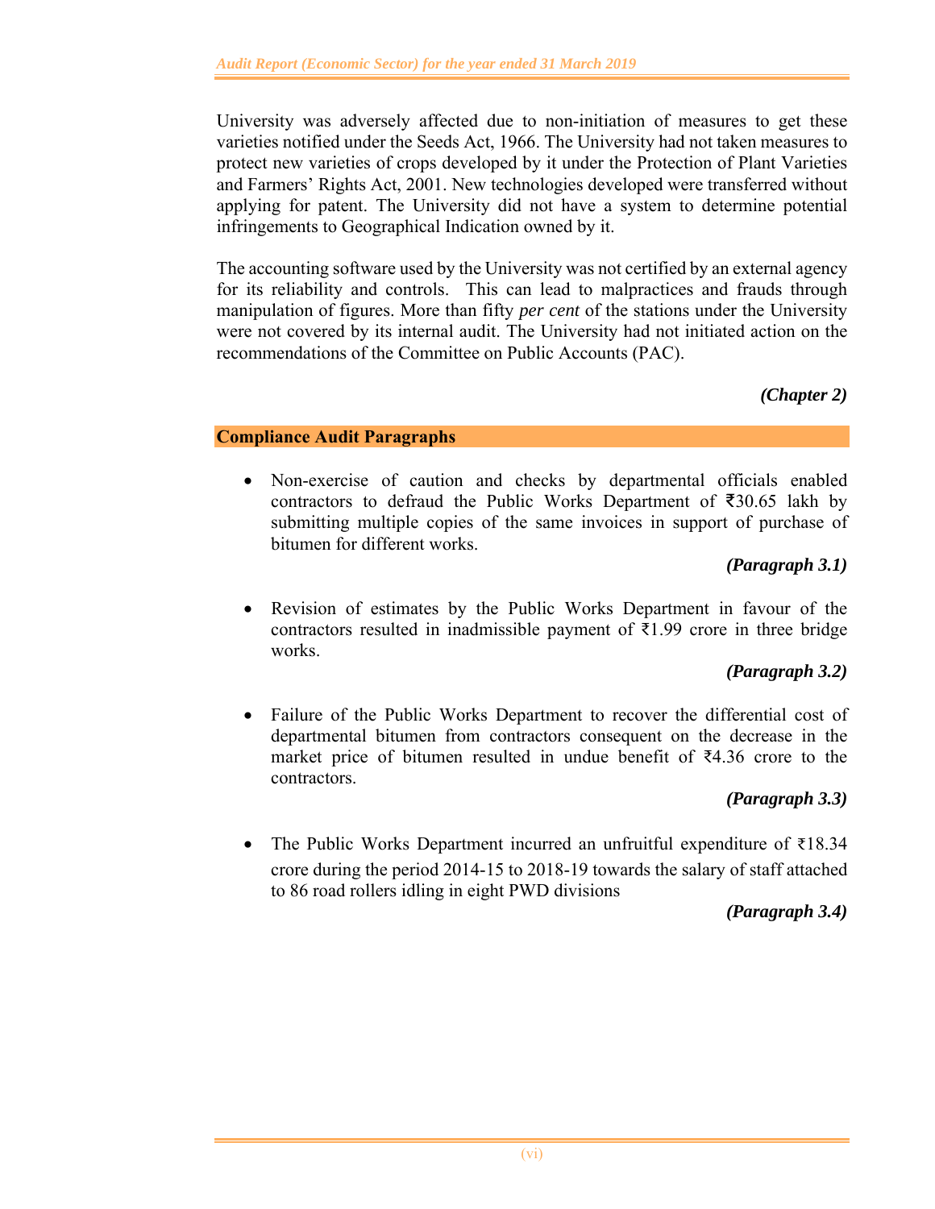University was adversely affected due to non-initiation of measures to get these varieties notified under the Seeds Act, 1966. The University had not taken measures to protect new varieties of crops developed by it under the Protection of Plant Varieties and Farmers' Rights Act, 2001. New technologies developed were transferred without applying for patent. The University did not have a system to determine potential infringements to Geographical Indication owned by it.

The accounting software used by the University was not certified by an external agency for its reliability and controls. This can lead to malpractices and frauds through manipulation of figures. More than fifty *per cent* of the stations under the University were not covered by its internal audit. The University had not initiated action on the recommendations of the Committee on Public Accounts (PAC).

***(Chapter 2)***

## Compliance Audit Paragraphs

- Non-exercise of caution and checks by departmental officials enabled contractors to defraud the Public Works Department of ₹30.65 lakh by submitting multiple copies of the same invoices in support of purchase of bitumen for different works.

  ***(Paragraph 3.1)***

- Revision of estimates by the Public Works Department in favour of the contractors resulted in inadmissible payment of ₹1.99 crore in three bridge works.

  ***(Paragraph 3.2)***

- Failure of the Public Works Department to recover the differential cost of departmental bitumen from contractors consequent on the decrease in the market price of bitumen resulted in undue benefit of ₹4.36 crore to the contractors.

  ***(Paragraph 3.3)***

- The Public Works Department incurred an unfruitful expenditure of ₹18.34 crore during the period 2014-15 to 2018-19 towards the salary of staff attached to 86 road rollers idling in eight PWD divisions

  ***(Paragraph 3.4)***